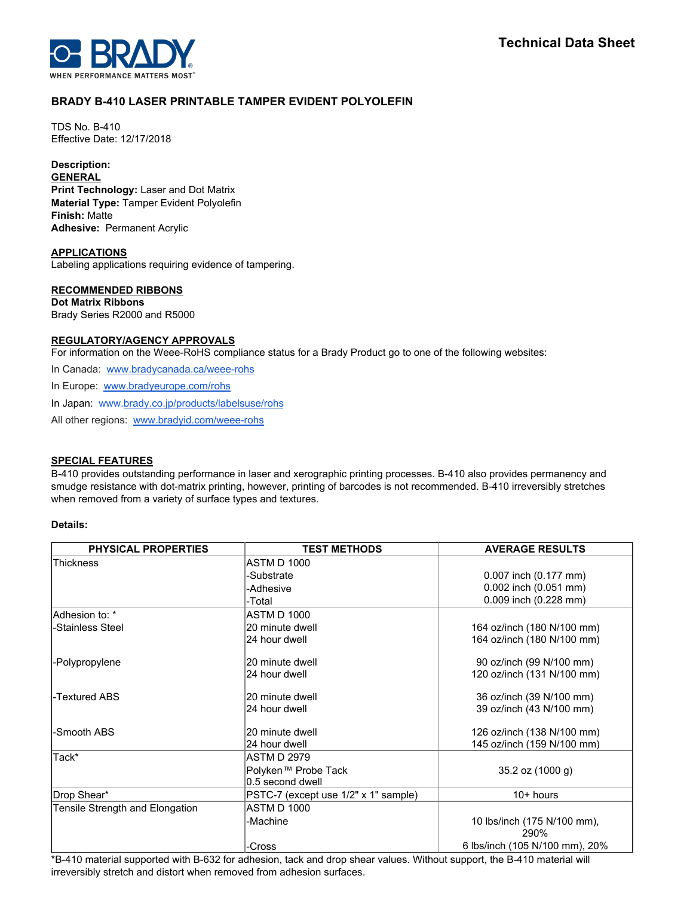Technical Data Sheet

# BRADY B-410 LASER PRINTABLE TAMPER EVIDENT POLYOLEFIN

TDS No. B-410
Effective Date: 12/17/2018

**Description:**

**GENERAL**

**Print Technology:** Laser and Dot Matrix
**Material Type:** Tamper Evident Polyolefin
**Finish:** Matte
**Adhesive:** Permanent Acrylic

**APPLICATIONS**

Labeling applications requiring evidence of tampering.

**RECOMMENDED RIBBONS**

**Dot Matrix Ribbons**
Brady Series R2000 and R5000

**REGULATORY/AGENCY APPROVALS**

For information on the Weee-RoHS compliance status for a Brady Product go to one of the following websites:

In Canada: www.bradycanada.ca/weee-rohs

In Europe: www.bradyeurope.com/rohs

In Japan: www.brady.co.jp/products/labelsuse/rohs

All other regions: www.bradyid.com/weee-rohs

**SPECIAL FEATURES**

B-410 provides outstanding performance in laser and xerographic printing processes. B-410 also provides permanency and smudge resistance with dot-matrix printing, however, printing of barcodes is not recommended. B-410 irreversibly stretches when removed from a variety of surface types and textures.

**Details:**

| PHYSICAL PROPERTIES | TEST METHODS | AVERAGE RESULTS |
|---|---|---|
| Thickness | ASTM D 1000 | |
| | -Substrate | 0.007 inch (0.177 mm) |
| | -Adhesive | 0.002 inch (0.051 mm) |
| | -Total | 0.009 inch (0.228 mm) |
| Adhesion to: * | ASTM D 1000 | |
| -Stainless Steel | 20 minute dwell | 164 oz/inch (180 N/100 mm) |
| | 24 hour dwell | 164 oz/inch (180 N/100 mm) |
| -Polypropylene | 20 minute dwell | 90 oz/inch (99 N/100 mm) |
| | 24 hour dwell | 120 oz/inch (131 N/100 mm) |
| -Textured ABS | 20 minute dwell | 36 oz/inch (39 N/100 mm) |
| | 24 hour dwell | 39 oz/inch (43 N/100 mm) |
| -Smooth ABS | 20 minute dwell | 126 oz/inch (138 N/100 mm) |
| | 24 hour dwell | 145 oz/inch (159 N/100 mm) |
| Tack* | ASTM D 2979 Polyken™ Probe Tack 0.5 second dwell | 35.2 oz (1000 g) |
| Drop Shear* | PSTC-7 (except use 1/2" x 1" sample) | 10+ hours |
| Tensile Strength and Elongation | ASTM D 1000 | |
| | -Machine | 10 lbs/inch (175 N/100 mm), 290% |
| | -Cross | 6 lbs/inch (105 N/100 mm), 20% |

*B-410 material supported with B-632 for adhesion, tack and drop shear values. Without support, the B-410 material will irreversibly stretch and distort when removed from adhesion surfaces.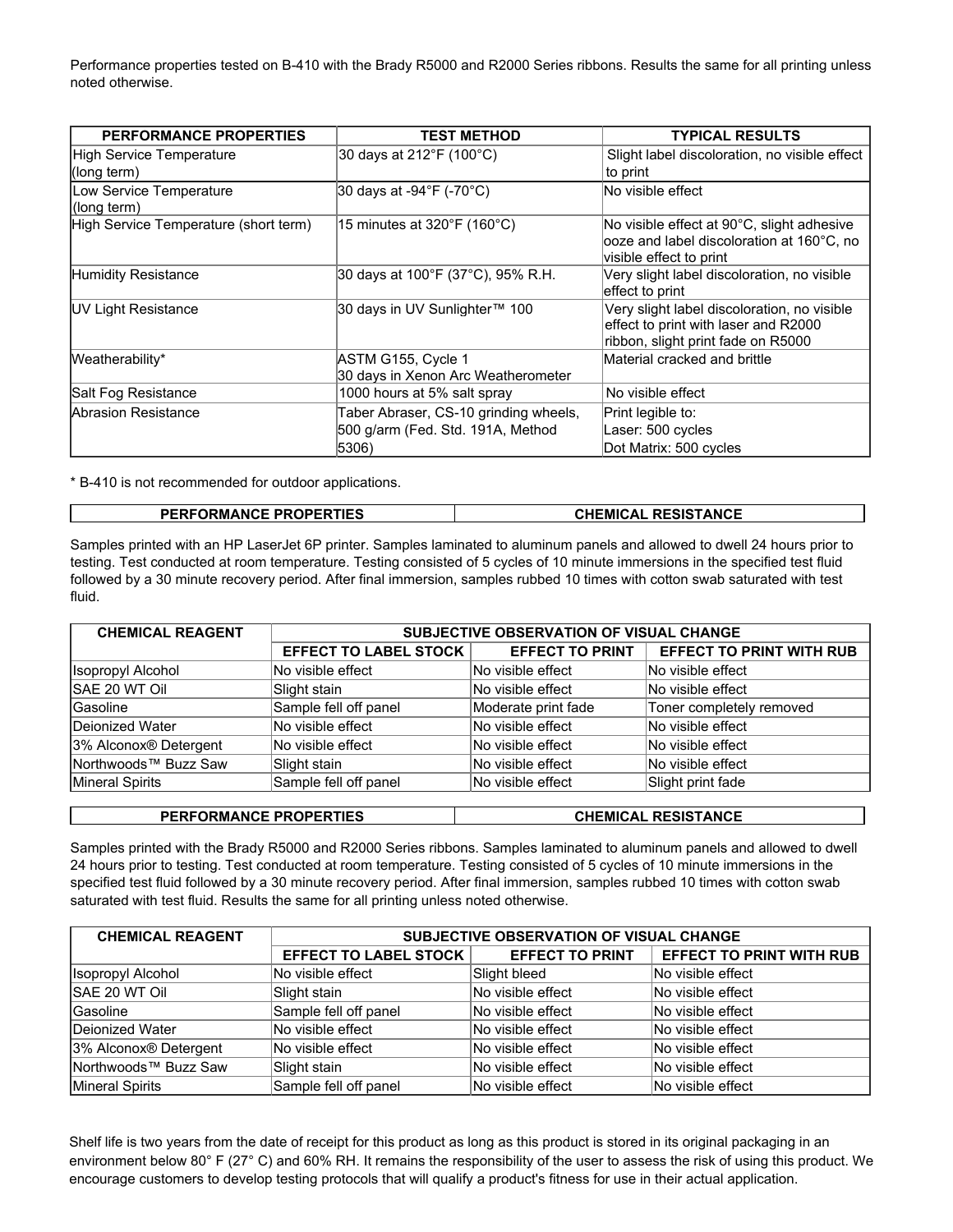Performance properties tested on B-410 with the Brady R5000 and R2000 Series ribbons. Results the same for all printing unless noted otherwise.

| PERFORMANCE PROPERTIES | TEST METHOD | TYPICAL RESULTS |
|---|---|---|
| High Service Temperature (long term) | 30 days at 212°F (100°C) | Slight label discoloration, no visible effect to print |
| Low Service Temperature (long term) | 30 days at -94°F (-70°C) | No visible effect |
| High Service Temperature (short term) | 15 minutes at 320°F (160°C) | No visible effect at 90°C, slight adhesive ooze and label discoloration at 160°C, no visible effect to print |
| Humidity Resistance | 30 days at 100°F (37°C), 95% R.H. | Very slight label discoloration, no visible effect to print |
| UV Light Resistance | 30 days in UV Sunlighter™ 100 | Very slight label discoloration, no visible effect to print with laser and R2000 ribbon, slight print fade on R5000 |
| Weatherability* | ASTM G155, Cycle 1<br>30 days in Xenon Arc Weatherometer | Material cracked and brittle |
| Salt Fog Resistance | 1000 hours at 5% salt spray | No visible effect |
| Abrasion Resistance | Taber Abraser, CS-10 grinding wheels, 500 g/arm (Fed. Std. 191A, Method 5306) | Print legible to:<br>Laser: 500 cycles<br>Dot Matrix: 500 cycles |

* B-410 is not recommended for outdoor applications.

| PERFORMANCE PROPERTIES | CHEMICAL RESISTANCE |
|---|---|

Samples printed with an HP LaserJet 6P printer. Samples laminated to aluminum panels and allowed to dwell 24 hours prior to testing. Test conducted at room temperature. Testing consisted of 5 cycles of 10 minute immersions in the specified test fluid followed by a 30 minute recovery period. After final immersion, samples rubbed 10 times with cotton swab saturated with test fluid.

| CHEMICAL REAGENT | SUBJECTIVE OBSERVATION OF VISUAL CHANGE | | |
|---|---|---|---|
| | EFFECT TO LABEL STOCK | EFFECT TO PRINT | EFFECT TO PRINT WITH RUB |
| Isopropyl Alcohol | No visible effect | No visible effect | No visible effect |
| SAE 20 WT Oil | Slight stain | No visible effect | No visible effect |
| Gasoline | Sample fell off panel | Moderate print fade | Toner completely removed |
| Deionized Water | No visible effect | No visible effect | No visible effect |
| 3% Alconox® Detergent | No visible effect | No visible effect | No visible effect |
| Northwoods™ Buzz Saw | Slight stain | No visible effect | No visible effect |
| Mineral Spirits | Sample fell off panel | No visible effect | Slight print fade |

| PERFORMANCE PROPERTIES | CHEMICAL RESISTANCE |
|---|---|

Samples printed with the Brady R5000 and R2000 Series ribbons. Samples laminated to aluminum panels and allowed to dwell 24 hours prior to testing. Test conducted at room temperature. Testing consisted of 5 cycles of 10 minute immersions in the specified test fluid followed by a 30 minute recovery period. After final immersion, samples rubbed 10 times with cotton swab saturated with test fluid. Results the same for all printing unless noted otherwise.

| CHEMICAL REAGENT | SUBJECTIVE OBSERVATION OF VISUAL CHANGE | | |
|---|---|---|---|
| | EFFECT TO LABEL STOCK | EFFECT TO PRINT | EFFECT TO PRINT WITH RUB |
| Isopropyl Alcohol | No visible effect | Slight bleed | No visible effect |
| SAE 20 WT Oil | Slight stain | No visible effect | No visible effect |
| Gasoline | Sample fell off panel | No visible effect | No visible effect |
| Deionized Water | No visible effect | No visible effect | No visible effect |
| 3% Alconox® Detergent | No visible effect | No visible effect | No visible effect |
| Northwoods™ Buzz Saw | Slight stain | No visible effect | No visible effect |
| Mineral Spirits | Sample fell off panel | No visible effect | No visible effect |

Shelf life is two years from the date of receipt for this product as long as this product is stored in its original packaging in an environment below 80° F (27° C) and 60% RH. It remains the responsibility of the user to assess the risk of using this product. We encourage customers to develop testing protocols that will qualify a product's fitness for use in their actual application.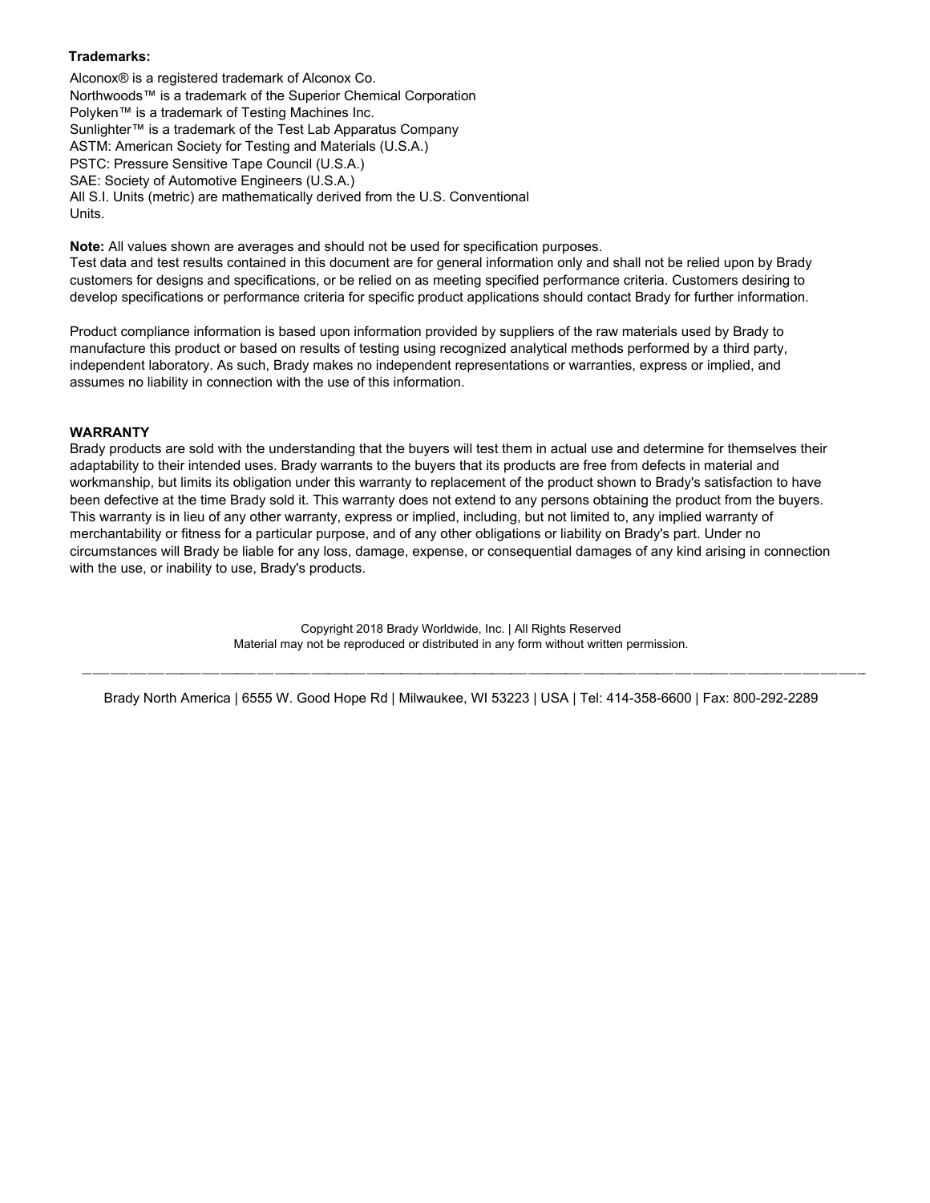**Trademarks:**

Alconox® is a registered trademark of Alconox Co.
Northwoods™ is a trademark of the Superior Chemical Corporation
Polyken™ is a trademark of Testing Machines Inc.
Sunlighter™ is a trademark of the Test Lab Apparatus Company
ASTM: American Society for Testing and Materials (U.S.A.)
PSTC: Pressure Sensitive Tape Council (U.S.A.)
SAE: Society of Automotive Engineers (U.S.A.)
All S.I. Units (metric) are mathematically derived from the U.S. Conventional Units.

**Note:** All values shown are averages and should not be used for specification purposes.
Test data and test results contained in this document are for general information only and shall not be relied upon by Brady customers for designs and specifications, or be relied on as meeting specified performance criteria. Customers desiring to develop specifications or performance criteria for specific product applications should contact Brady for further information.

Product compliance information is based upon information provided by suppliers of the raw materials used by Brady to manufacture this product or based on results of testing using recognized analytical methods performed by a third party, independent laboratory. As such, Brady makes no independent representations or warranties, express or implied, and assumes no liability in connection with the use of this information.

**WARRANTY**

Brady products are sold with the understanding that the buyers will test them in actual use and determine for themselves their adaptability to their intended uses. Brady warrants to the buyers that its products are free from defects in material and workmanship, but limits its obligation under this warranty to replacement of the product shown to Brady's satisfaction to have been defective at the time Brady sold it. This warranty does not extend to any persons obtaining the product from the buyers. This warranty is in lieu of any other warranty, express or implied, including, but not limited to, any implied warranty of merchantability or fitness for a particular purpose, and of any other obligations or liability on Brady's part. Under no circumstances will Brady be liable for any loss, damage, expense, or consequential damages of any kind arising in connection with the use, or inability to use, Brady's products.

Copyright 2018 Brady Worldwide, Inc. | All Rights Reserved
Material may not be reproduced or distributed in any form without written permission.

---

Brady North America | 6555 W. Good Hope Rd | Milwaukee, WI 53223 | USA | Tel: 414-358-6600 | Fax: 800-292-2289